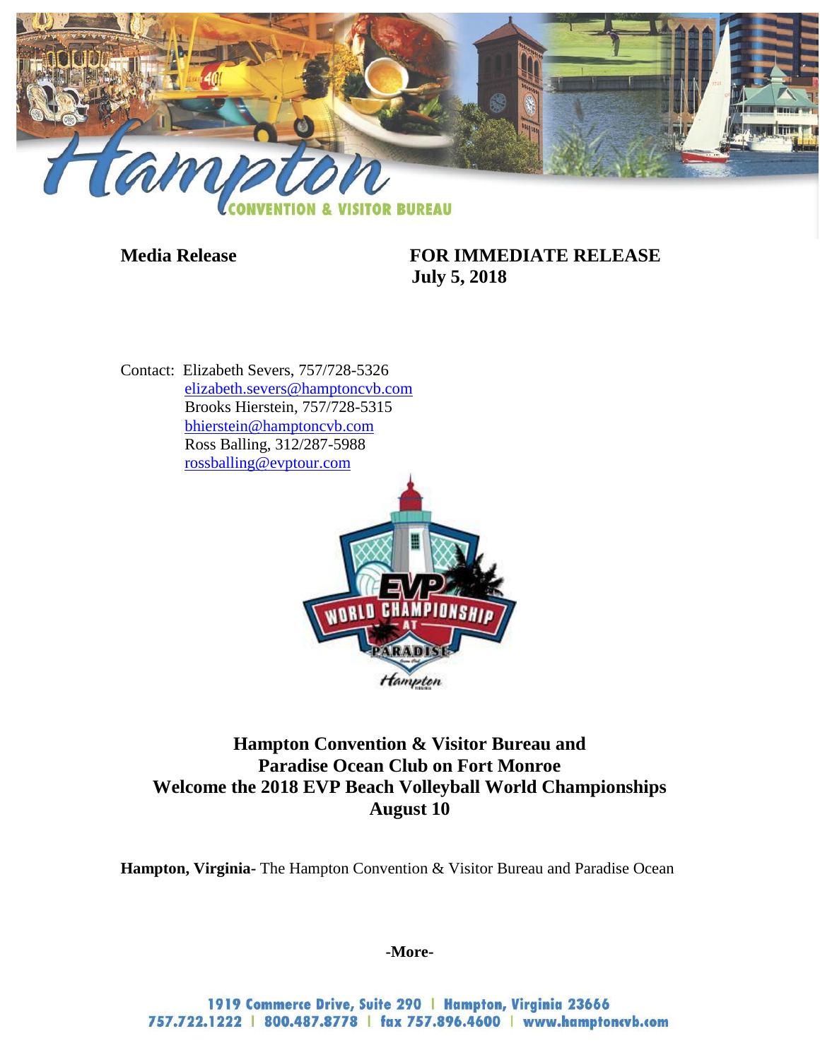**Media Release** **FOR IMMEDIATE RELEASE**
**July 5, 2018**

Contact: Elizabeth Severs, 757/728-5326
elizabeth.severs@hamptoncvb.com
Brooks Hierstein, 757/728-5315
bhierstein@hamptoncvb.com
Ross Balling, 312/287-5988
rossballing@evptour.com

## Hampton Convention & Visitor Bureau and Paradise Ocean Club on Fort Monroe Welcome the 2018 EVP Beach Volleyball World Championships August 10

**Hampton, Virginia-** The Hampton Convention & Visitor Bureau and Paradise Ocean

**-More-**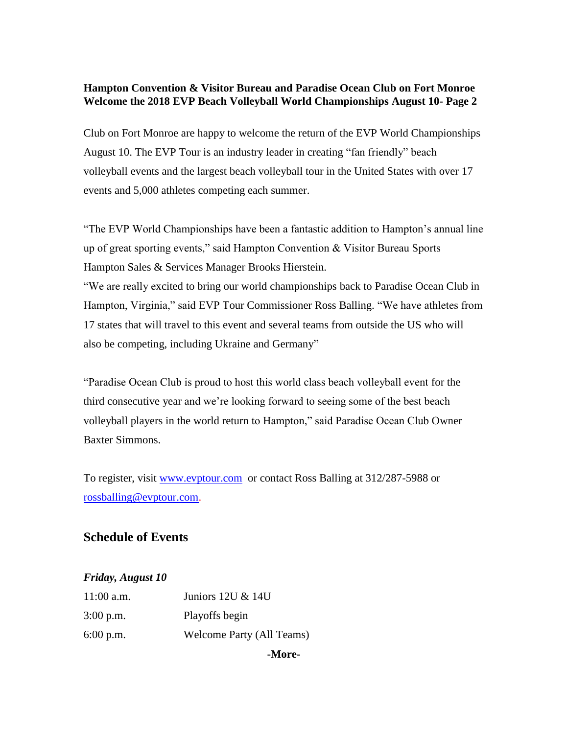**Hampton Convention & Visitor Bureau and Paradise Ocean Club on Fort Monroe Welcome the 2018 EVP Beach Volleyball World Championships August 10- Page 2**

Club on Fort Monroe are happy to welcome the return of the EVP World Championships August 10. The EVP Tour is an industry leader in creating "fan friendly" beach volleyball events and the largest beach volleyball tour in the United States with over 17 events and 5,000 athletes competing each summer.

"The EVP World Championships have been a fantastic addition to Hampton's annual line up of great sporting events," said Hampton Convention & Visitor Bureau Sports Hampton Sales & Services Manager Brooks Hierstein.
"We are really excited to bring our world championships back to Paradise Ocean Club in Hampton, Virginia," said EVP Tour Commissioner Ross Balling. "We have athletes from 17 states that will travel to this event and several teams from outside the US who will also be competing, including Ukraine and Germany"

"Paradise Ocean Club is proud to host this world class beach volleyball event for the third consecutive year and we're looking forward to seeing some of the best beach volleyball players in the world return to Hampton," said Paradise Ocean Club Owner Baxter Simmons.

To register, visit [www.evptour.com](http://www.evptour.com) or contact Ross Balling at 312/287-5988 or [rossballing@evptour.com](mailto:rossballing@evptour.com).

## Schedule of Events

***Friday, August 10***

| | |
|---|---|
| 11:00 a.m. | Juniors 12U & 14U |
| 3:00 p.m. | Playoffs begin |
| 6:00 p.m. | Welcome Party (All Teams) |

**-More-**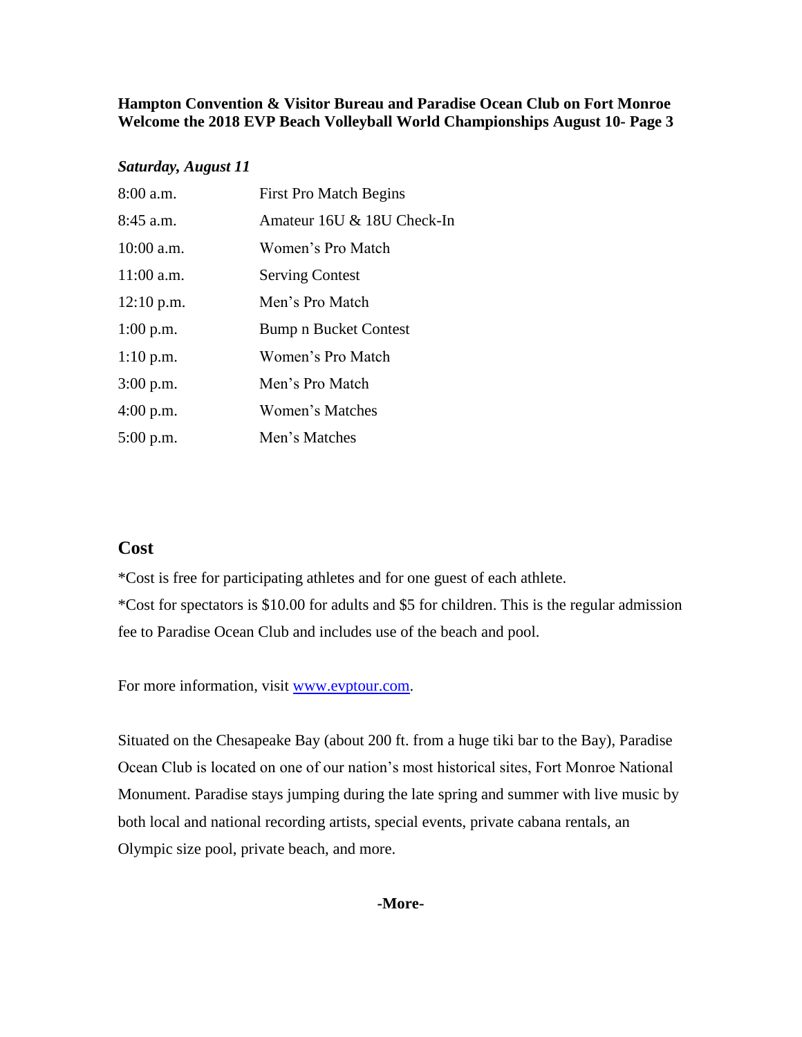**Hampton Convention & Visitor Bureau and Paradise Ocean Club on Fort Monroe Welcome the 2018 EVP Beach Volleyball World Championships August 10- Page 3**

***Saturday, August 11***

| | |
|---|---|
| 8:00 a.m. | First Pro Match Begins |
| 8:45 a.m. | Amateur 16U & 18U Check-In |
| 10:00 a.m. | Women's Pro Match |
| 11:00 a.m. | Serving Contest |
| 12:10 p.m. | Men's Pro Match |
| 1:00 p.m. | Bump n Bucket Contest |
| 1:10 p.m. | Women's Pro Match |
| 3:00 p.m. | Men's Pro Match |
| 4:00 p.m. | Women's Matches |
| 5:00 p.m. | Men's Matches |

## Cost

*Cost is free for participating athletes and for one guest of each athlete.
*Cost for spectators is $10.00 for adults and $5 for children. This is the regular admission fee to Paradise Ocean Club and includes use of the beach and pool.

For more information, visit www.evptour.com.

Situated on the Chesapeake Bay (about 200 ft. from a huge tiki bar to the Bay), Paradise Ocean Club is located on one of our nation's most historical sites, Fort Monroe National Monument. Paradise stays jumping during the late spring and summer with live music by both local and national recording artists, special events, private cabana rentals, an Olympic size pool, private beach, and more.

**-More-**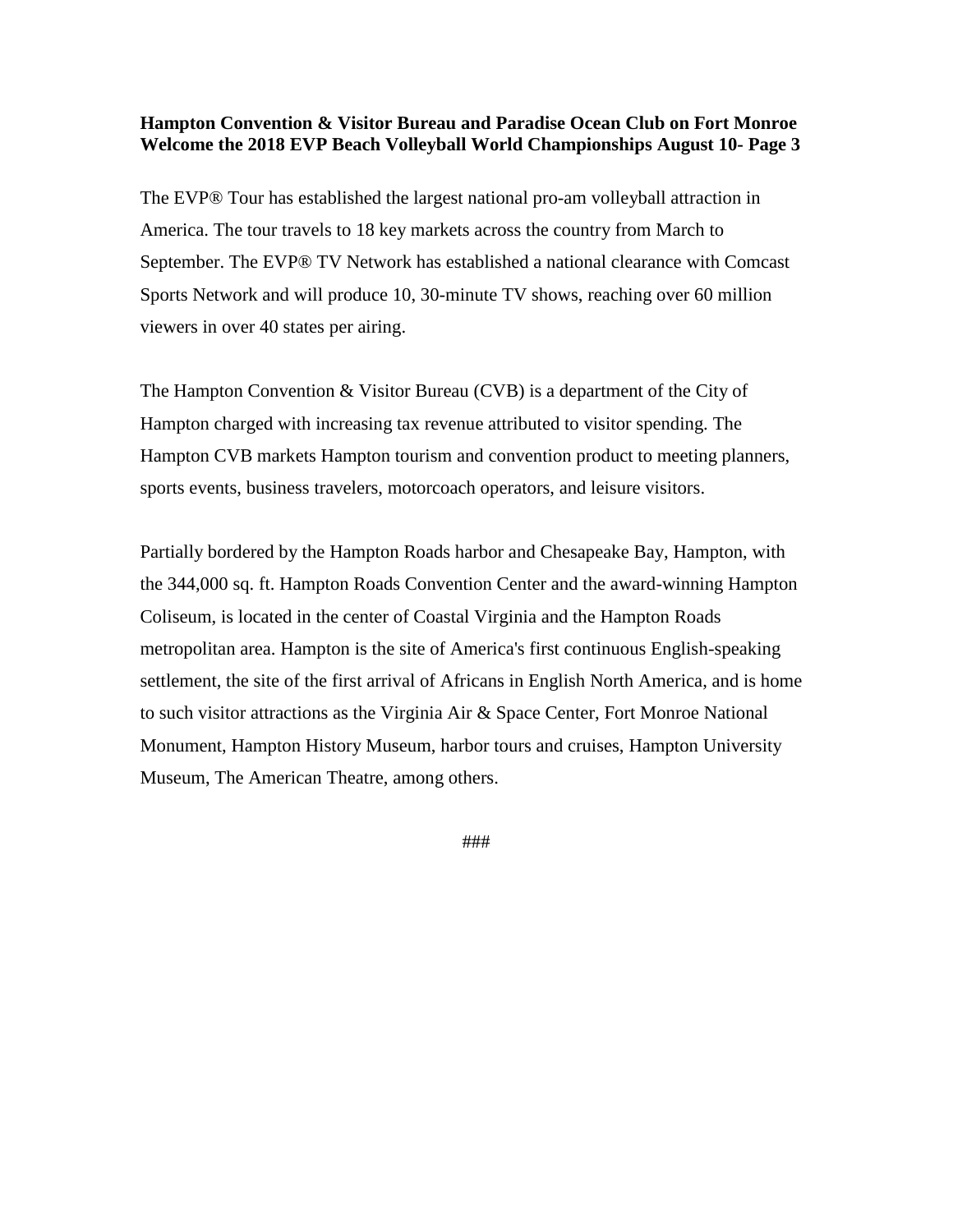The EVP® Tour has established the largest national pro-am volleyball attraction in America. The tour travels to 18 key markets across the country from March to September. The EVP® TV Network has established a national clearance with Comcast Sports Network and will produce 10, 30-minute TV shows, reaching over 60 million viewers in over 40 states per airing.

The Hampton Convention & Visitor Bureau (CVB) is a department of the City of Hampton charged with increasing tax revenue attributed to visitor spending. The Hampton CVB markets Hampton tourism and convention product to meeting planners, sports events, business travelers, motorcoach operators, and leisure visitors.

Partially bordered by the Hampton Roads harbor and Chesapeake Bay, Hampton, with the 344,000 sq. ft. Hampton Roads Convention Center and the award-winning Hampton Coliseum, is located in the center of Coastal Virginia and the Hampton Roads metropolitan area. Hampton is the site of America's first continuous English-speaking settlement, the site of the first arrival of Africans in English North America, and is home to such visitor attractions as the Virginia Air & Space Center, Fort Monroe National Monument, Hampton History Museum, harbor tours and cruises, Hampton University Museum, The American Theatre, among others.

###